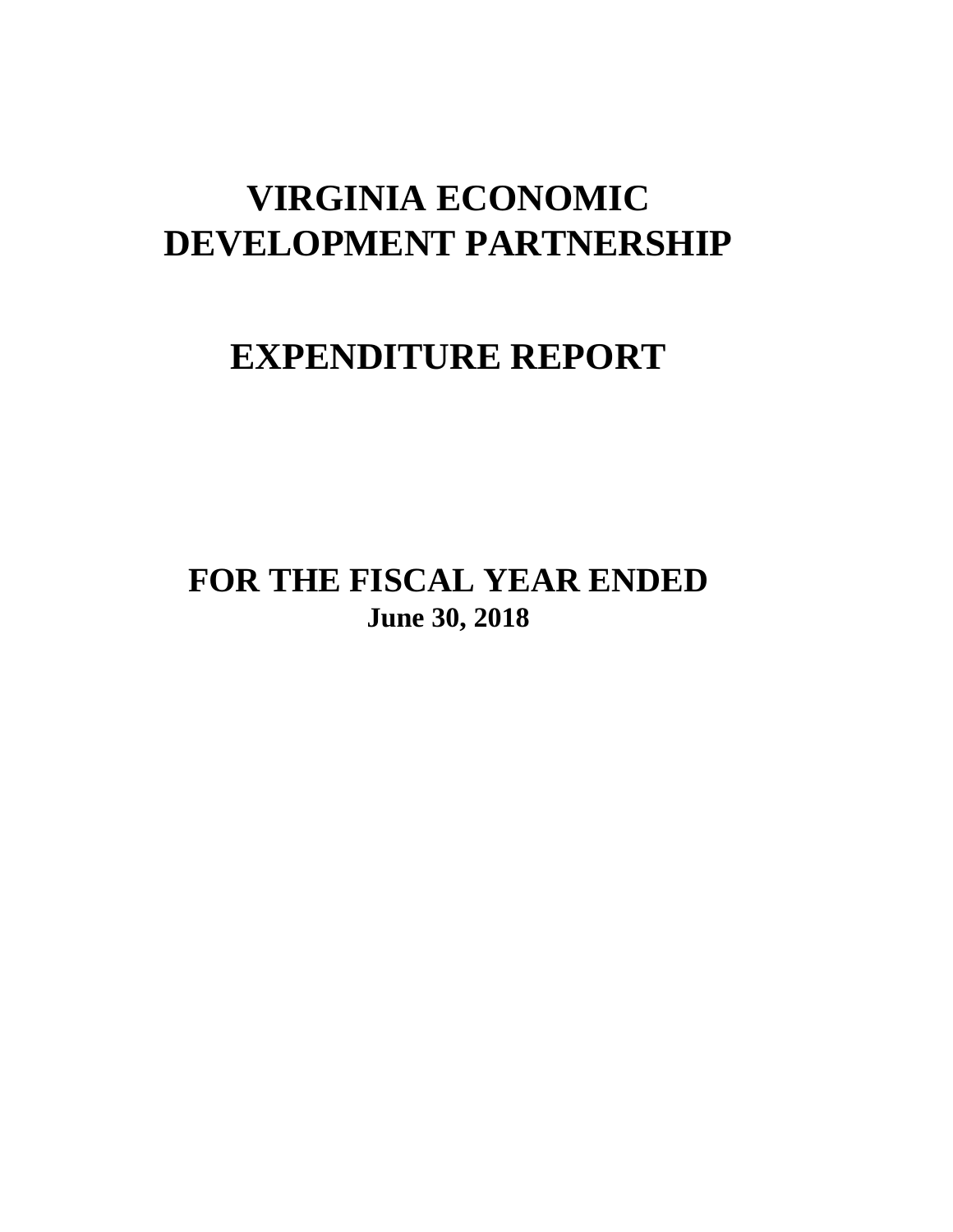# VIRGINIA ECONOMIC DEVELOPMENT PARTNERSHIP

# EXPENDITURE REPORT

## FOR THE FISCAL YEAR ENDED

**June 30, 2018**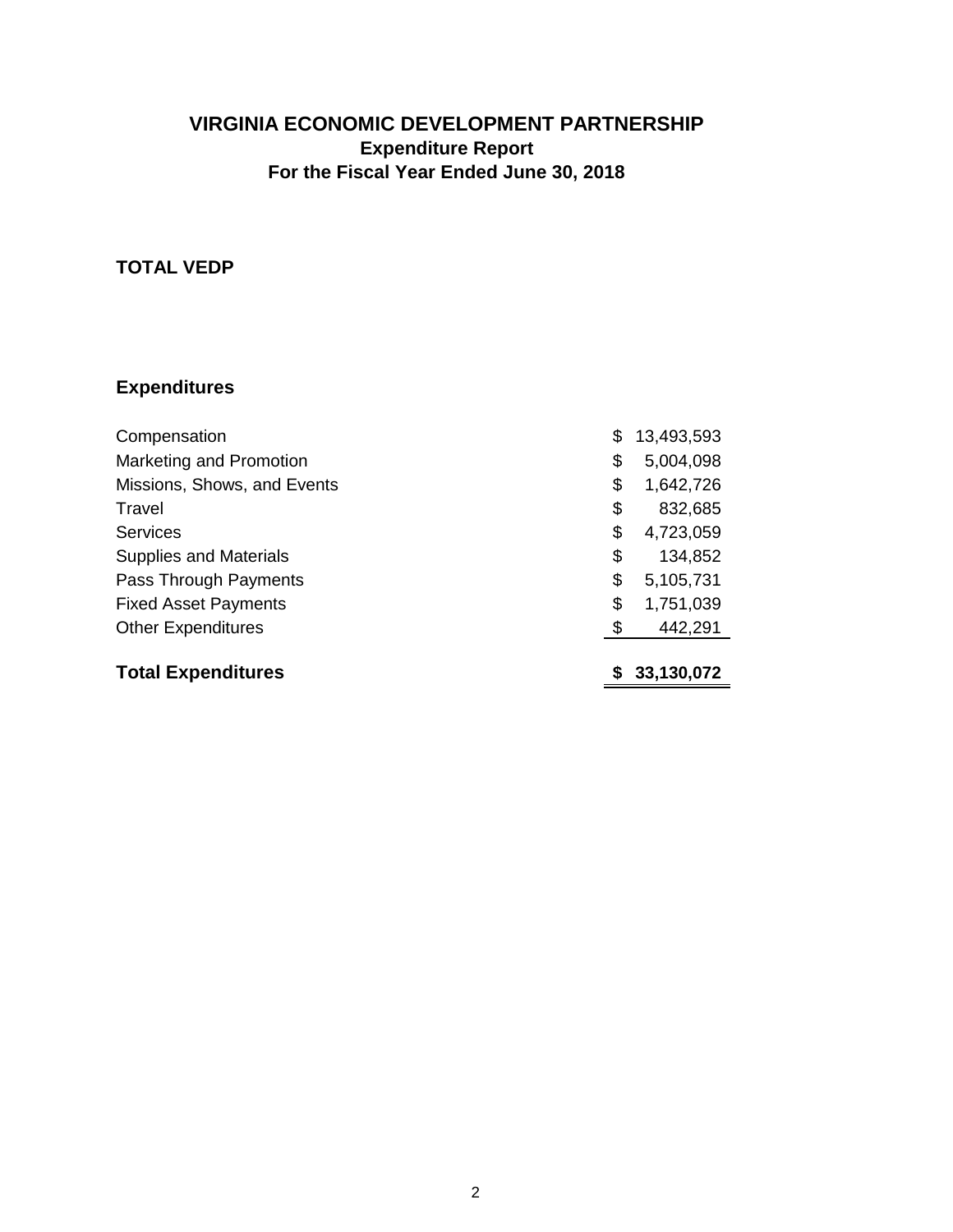# VIRGINIA ECONOMIC DEVELOPMENT PARTNERSHIP

## Expenditure Report

## For the Fiscal Year Ended June 30, 2018

### TOTAL VEDP

### Expenditures

| | |
|---|---|
| Compensation | $ 13,493,593 |
| Marketing and Promotion | $ 5,004,098 |
| Missions, Shows, and Events | $ 1,642,726 |
| Travel | $ 832,685 |
| Services | $ 4,723,059 |
| Supplies and Materials | $ 134,852 |
| Pass Through Payments | $ 5,105,731 |
| Fixed Asset Payments | $ 1,751,039 |
| Other Expenditures | $ 442,291 |
| **Total Expenditures** | **$ 33,130,072** |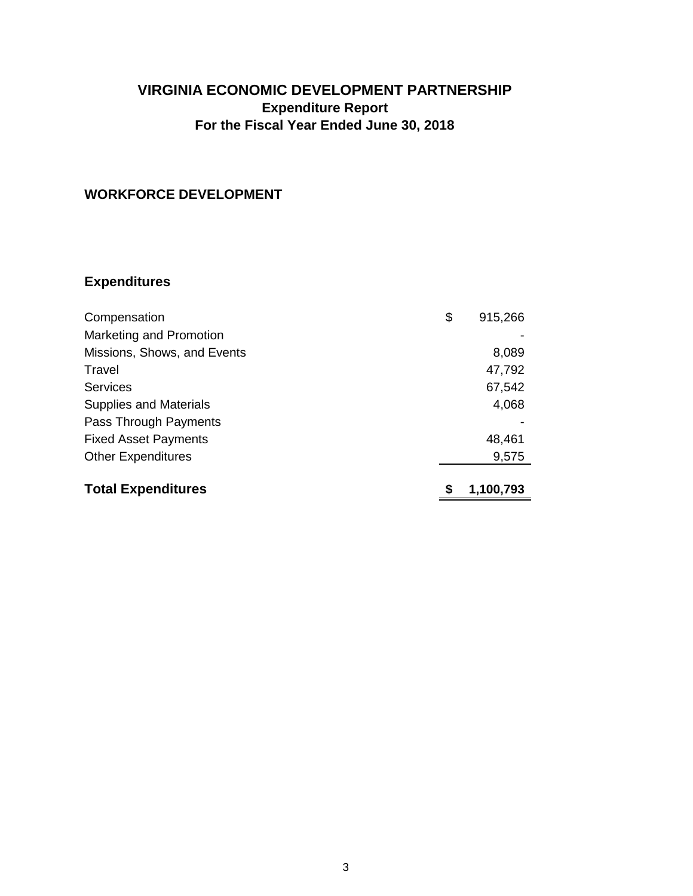# VIRGINIA ECONOMIC DEVELOPMENT PARTNERSHIP

## Expenditure Report

## For the Fiscal Year Ended June 30, 2018

### WORKFORCE DEVELOPMENT

### Expenditures

| | | |
|---|---|---|
| Compensation | $ | 915,266 |
| Marketing and Promotion | | - |
| Missions, Shows, and Events | | 8,089 |
| Travel | | 47,792 |
| Services | | 67,542 |
| Supplies and Materials | | 4,068 |
| Pass Through Payments | | - |
| Fixed Asset Payments | | 48,461 |
| Other Expenditures | | 9,575 |
| **Total Expenditures** | **$** | **1,100,793** |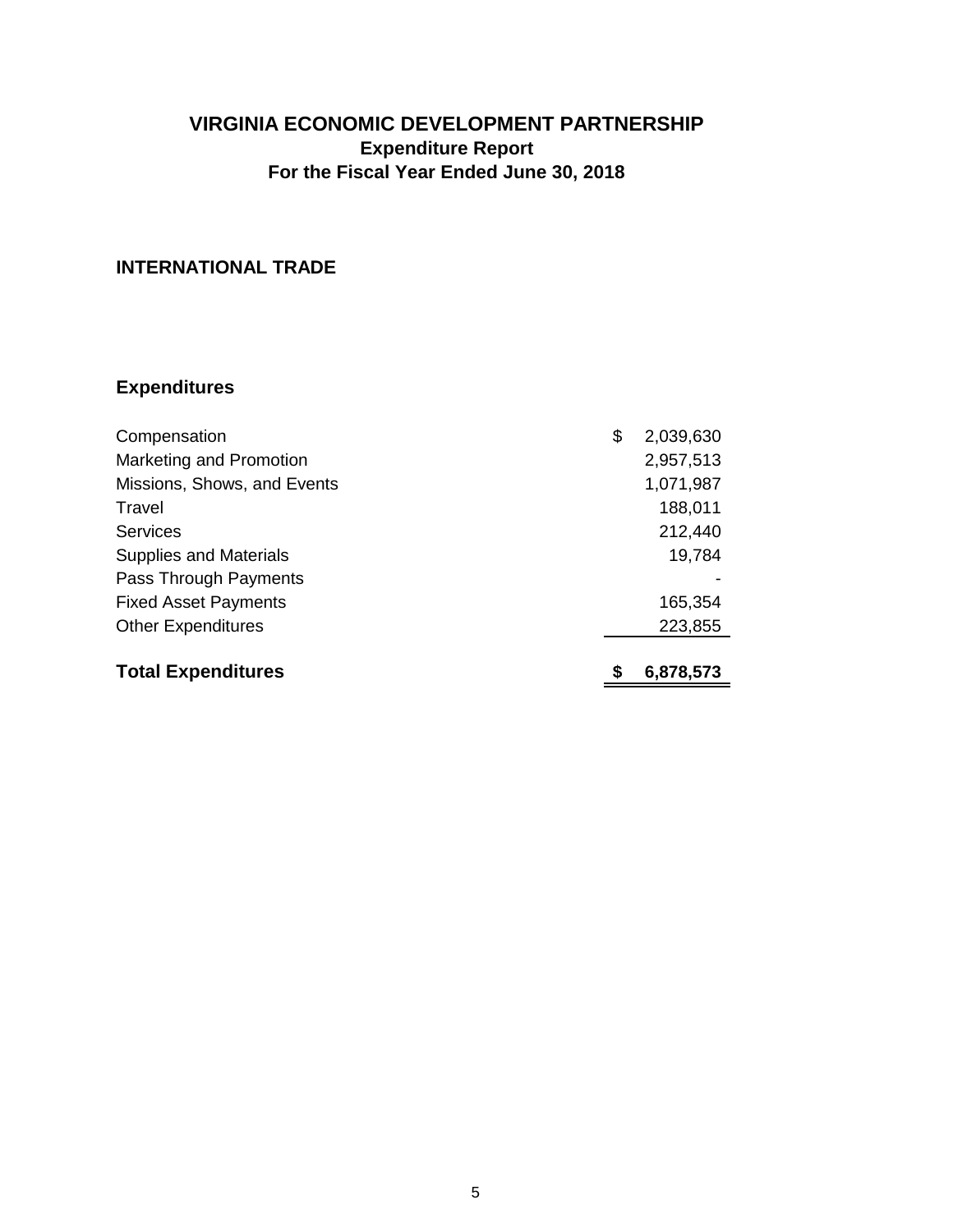# VIRGINIA ECONOMIC DEVELOPMENT PARTNERSHIP

## Expenditure Report

## For the Fiscal Year Ended June 30, 2018

### INTERNATIONAL TRADE

### Expenditures

| | |
|---|---|
| Compensation | $ 2,039,630 |
| Marketing and Promotion | 2,957,513 |
| Missions, Shows, and Events | 1,071,987 |
| Travel | 188,011 |
| Services | 212,440 |
| Supplies and Materials | 19,784 |
| Pass Through Payments | - |
| Fixed Asset Payments | 165,354 |
| Other Expenditures | 223,855 |
| **Total Expenditures** | **$ 6,878,573** |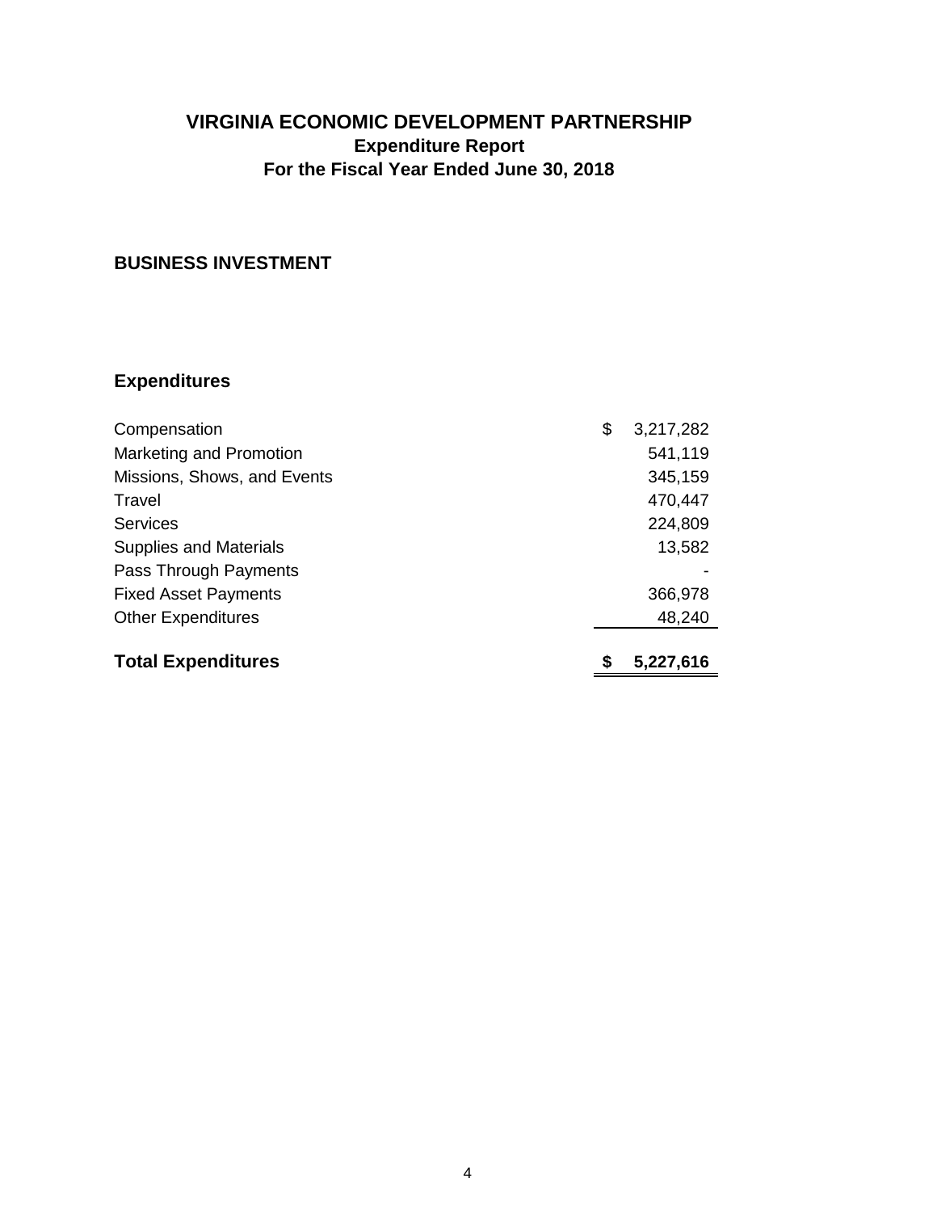# VIRGINIA ECONOMIC DEVELOPMENT PARTNERSHIP

## Expenditure Report

## For the Fiscal Year Ended June 30, 2018

### BUSINESS INVESTMENT

### Expenditures

| | |
|---|---|
| Compensation | $ 3,217,282 |
| Marketing and Promotion | 541,119 |
| Missions, Shows, and Events | 345,159 |
| Travel | 470,447 |
| Services | 224,809 |
| Supplies and Materials | 13,582 |
| Pass Through Payments | - |
| Fixed Asset Payments | 366,978 |
| Other Expenditures | 48,240 |
| **Total Expenditures** | **$ 5,227,616** |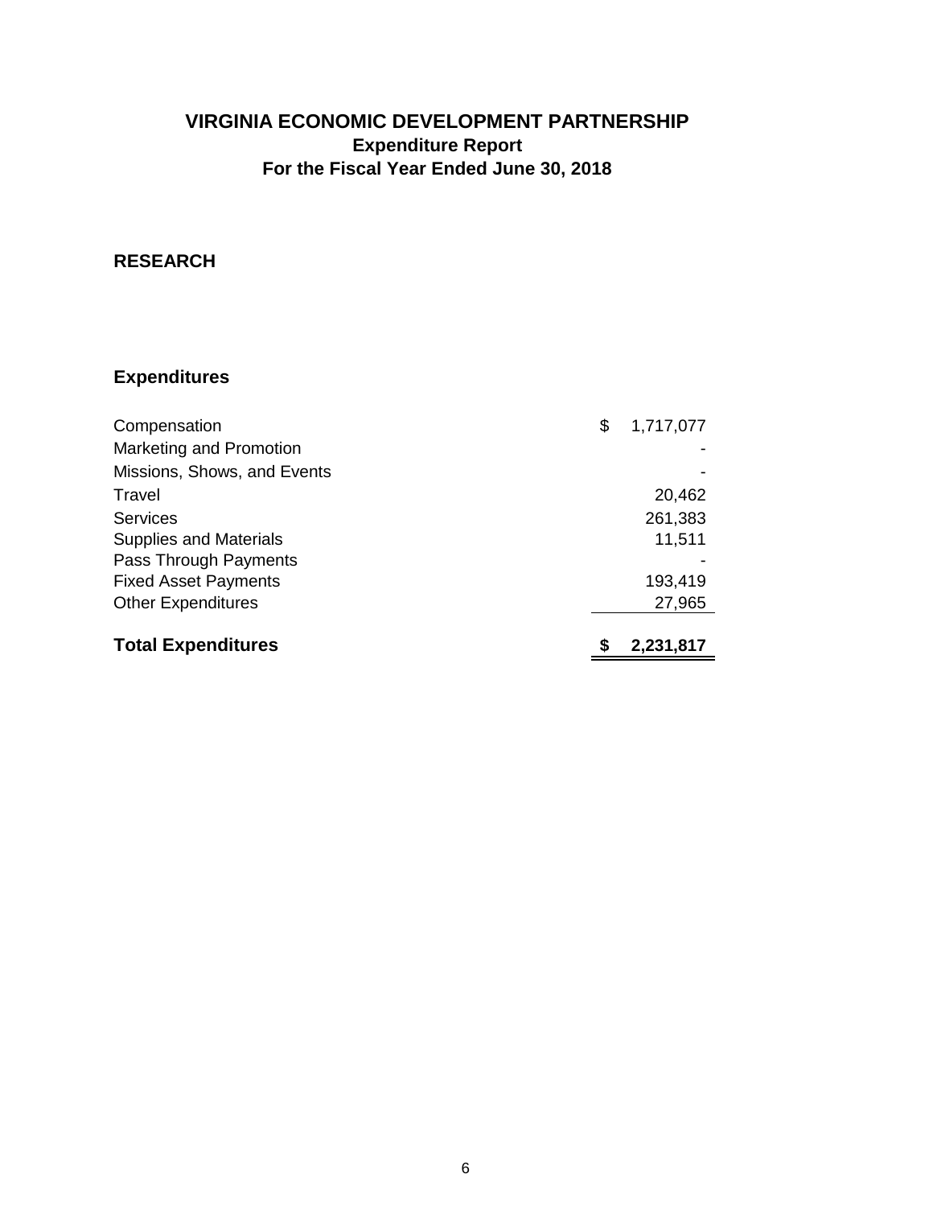# VIRGINIA ECONOMIC DEVELOPMENT PARTNERSHIP
## Expenditure Report
## For the Fiscal Year Ended June 30, 2018

### RESEARCH

### Expenditures

| | |
|---|---|
| Compensation | $ 1,717,077 |
| Marketing and Promotion | - |
| Missions, Shows, and Events | - |
| Travel | 20,462 |
| Services | 261,383 |
| Supplies and Materials | 11,511 |
| Pass Through Payments | - |
| Fixed Asset Payments | 193,419 |
| Other Expenditures | 27,965 |
| **Total Expenditures** | **$ 2,231,817** |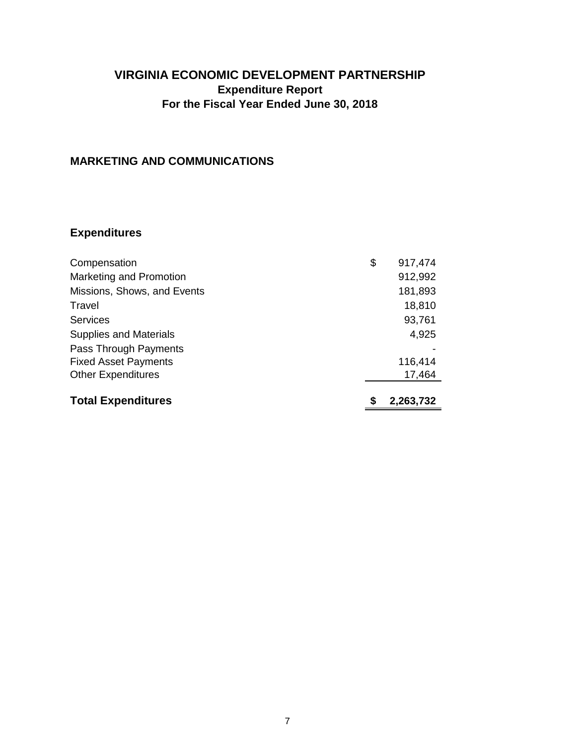# VIRGINIA ECONOMIC DEVELOPMENT PARTNERSHIP
## Expenditure Report
## For the Fiscal Year Ended June 30, 2018

### MARKETING AND COMMUNICATIONS

### Expenditures

| | |
|---|---|
| Compensation | $ 917,474 |
| Marketing and Promotion | 912,992 |
| Missions, Shows, and Events | 181,893 |
| Travel | 18,810 |
| Services | 93,761 |
| Supplies and Materials | 4,925 |
| Pass Through Payments | - |
| Fixed Asset Payments | 116,414 |
| Other Expenditures | 17,464 |
| **Total Expenditures** | **$ 2,263,732** |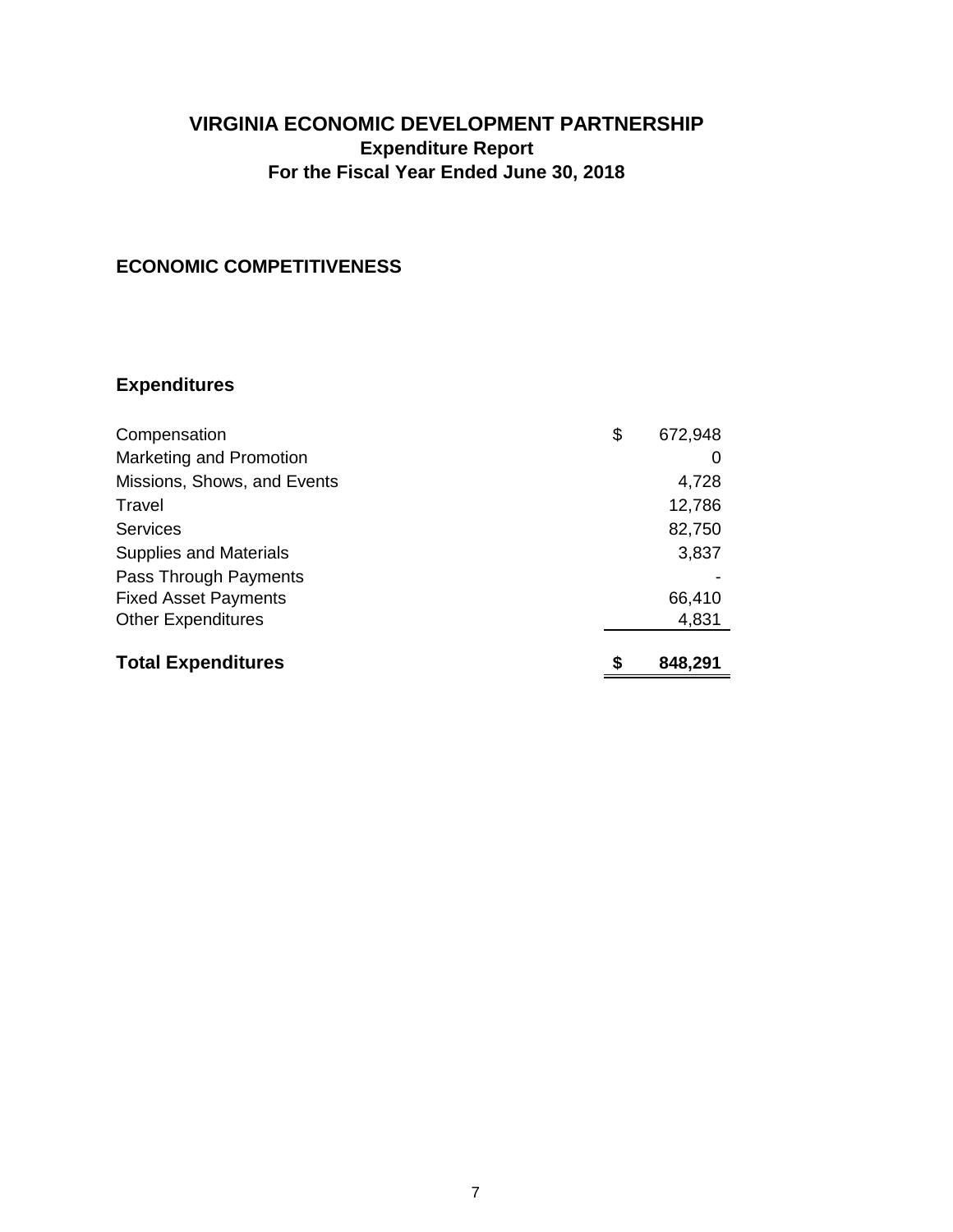# VIRGINIA ECONOMIC DEVELOPMENT PARTNERSHIP
## Expenditure Report
## For the Fiscal Year Ended June 30, 2018

### ECONOMIC COMPETITIVENESS

### Expenditures

| | | |
|---|---|---|
| Compensation | $ | 672,948 |
| Marketing and Promotion | | 0 |
| Missions, Shows, and Events | | 4,728 |
| Travel | | 12,786 |
| Services | | 82,750 |
| Supplies and Materials | | 3,837 |
| Pass Through Payments | | - |
| Fixed Asset Payments | | 66,410 |
| Other Expenditures | | 4,831 |
| **Total Expenditures** | **$** | **848,291** |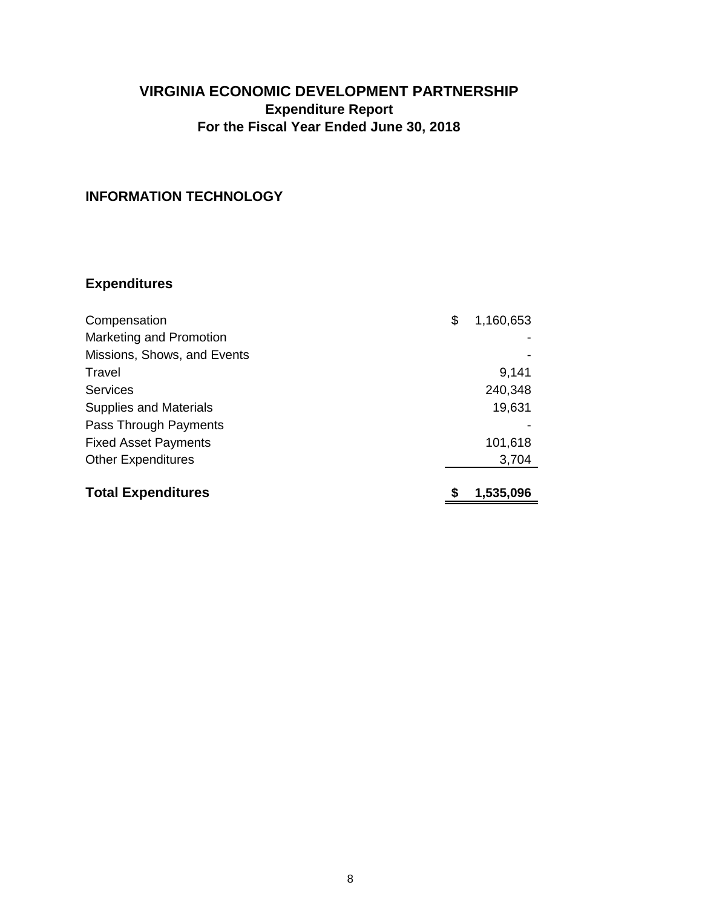# VIRGINIA ECONOMIC DEVELOPMENT PARTNERSHIP
## Expenditure Report
## For the Fiscal Year Ended June 30, 2018

### INFORMATION TECHNOLOGY

### Expenditures

| | |
|---|---|
| Compensation | $ 1,160,653 |
| Marketing and Promotion | - |
| Missions, Shows, and Events | - |
| Travel | 9,141 |
| Services | 240,348 |
| Supplies and Materials | 19,631 |
| Pass Through Payments | - |
| Fixed Asset Payments | 101,618 |
| Other Expenditures | 3,704 |
| **Total Expenditures** | **$ 1,535,096** |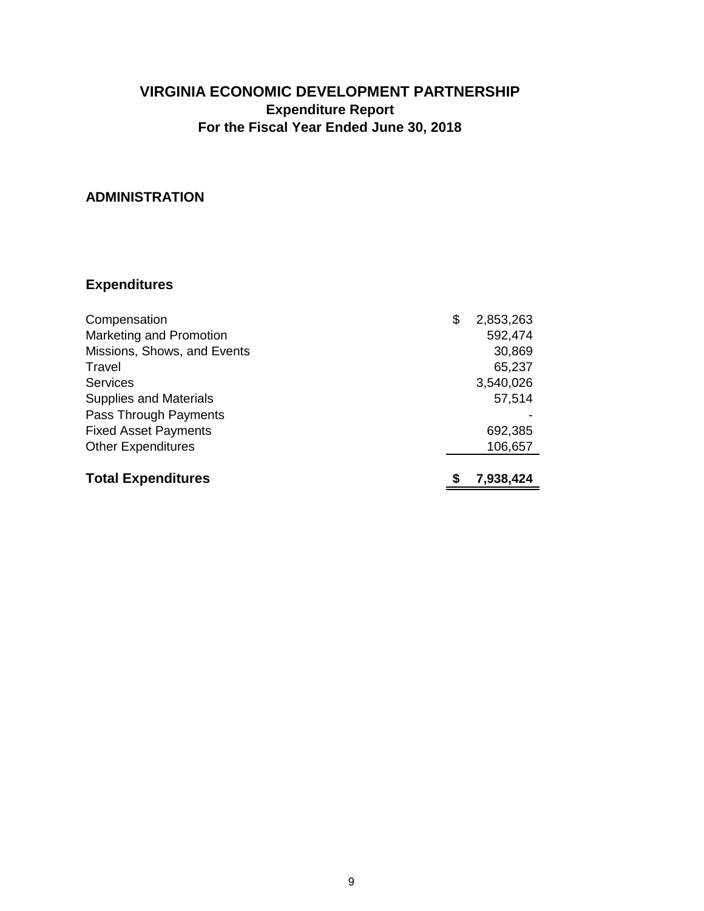# VIRGINIA ECONOMIC DEVELOPMENT PARTNERSHIP
## Expenditure Report
## For the Fiscal Year Ended June 30, 2018

### ADMINISTRATION

### Expenditures

| | |
|---|---|
| Compensation | $ 2,853,263 |
| Marketing and Promotion | 592,474 |
| Missions, Shows, and Events | 30,869 |
| Travel | 65,237 |
| Services | 3,540,026 |
| Supplies and Materials | 57,514 |
| Pass Through Payments | - |
| Fixed Asset Payments | 692,385 |
| Other Expenditures | 106,657 |
| **Total Expenditures** | **$ 7,938,424** |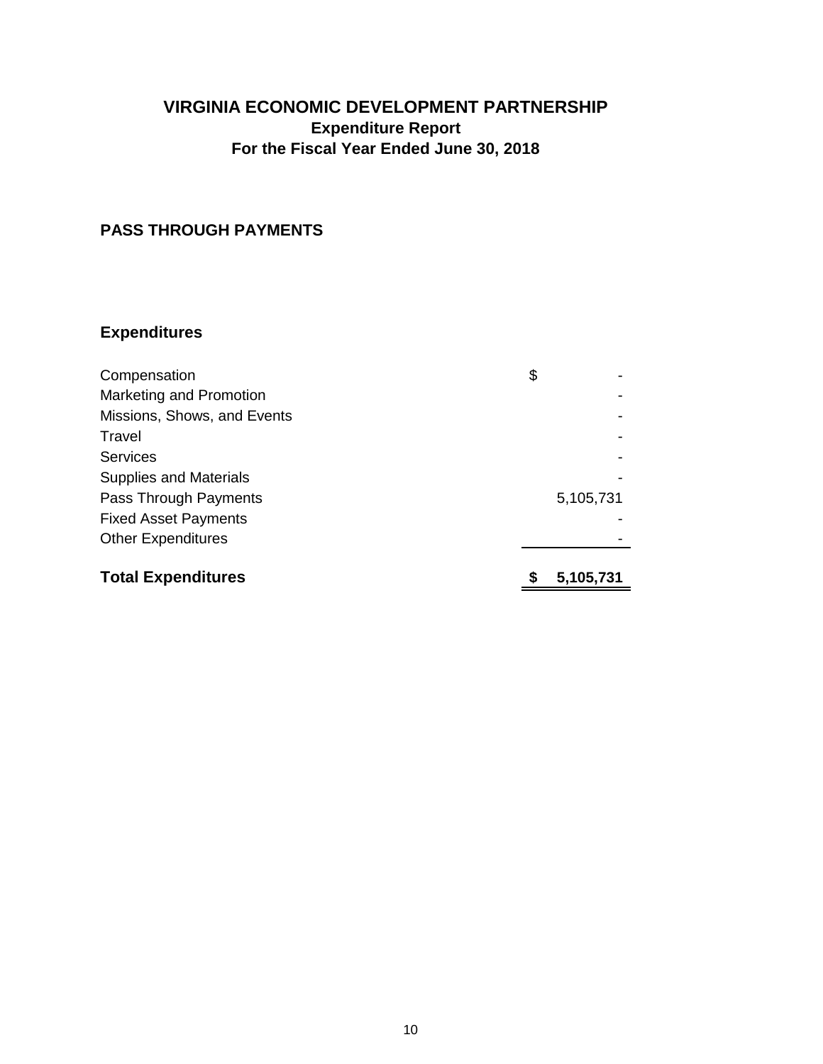# VIRGINIA ECONOMIC DEVELOPMENT PARTNERSHIP

## Expenditure Report

## For the Fiscal Year Ended June 30, 2018

### PASS THROUGH PAYMENTS

### Expenditures

| | |
|---|---|
| Compensation | $ - |
| Marketing and Promotion | - |
| Missions, Shows, and Events | - |
| Travel | - |
| Services | - |
| Supplies and Materials | - |
| Pass Through Payments | 5,105,731 |
| Fixed Asset Payments | - |
| Other Expenditures | - |
| **Total Expenditures** | **$ 5,105,731** |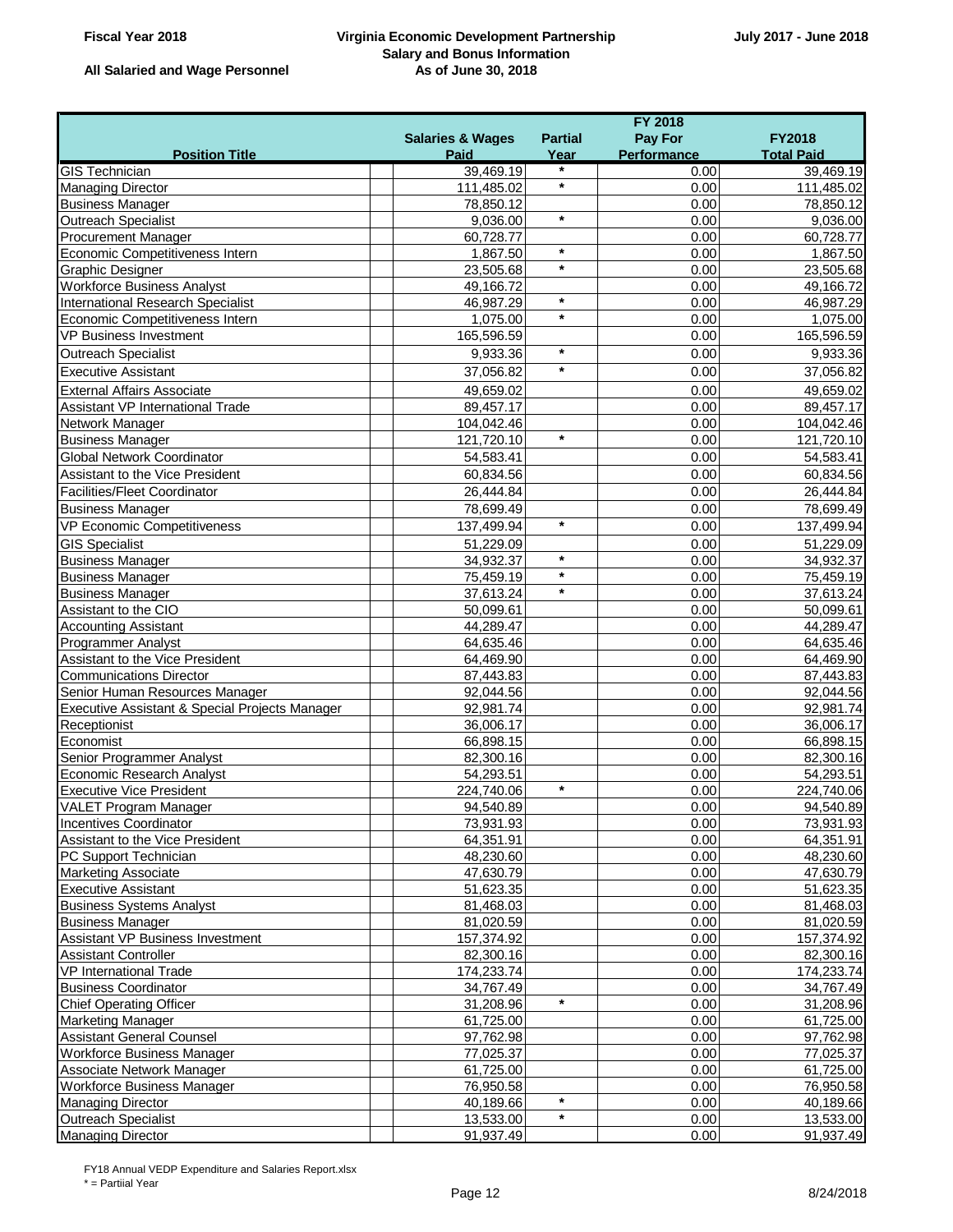**Fiscal Year 2018** | **Virginia Economic Development Partnership** | **July 2017 - June 2018**

**Salary and Bonus Information**

**All Salaried and Wage Personnel** | **As of June 30, 2018**

| Position Title | Salaries & Wages Paid | Partial Year | FY 2018 Pay For Performance | FY2018 Total Paid |
|---|---|---|---|---|
| GIS Technician | 39,469.19 | * | 0.00 | 39,469.19 |
| Managing Director | 111,485.02 | * | 0.00 | 111,485.02 |
| Business Manager | 78,850.12 | | 0.00 | 78,850.12 |
| Outreach Specialist | 9,036.00 | * | 0.00 | 9,036.00 |
| Procurement Manager | 60,728.77 | | 0.00 | 60,728.77 |
| Economic Competitiveness Intern | 1,867.50 | * | 0.00 | 1,867.50 |
| Graphic Designer | 23,505.68 | * | 0.00 | 23,505.68 |
| Workforce Business Analyst | 49,166.72 | | 0.00 | 49,166.72 |
| International Research Specialist | 46,987.29 | * | 0.00 | 46,987.29 |
| Economic Competitiveness Intern | 1,075.00 | * | 0.00 | 1,075.00 |
| VP Business Investment | 165,596.59 | | 0.00 | 165,596.59 |
| Outreach Specialist | 9,933.36 | * | 0.00 | 9,933.36 |
| Executive Assistant | 37,056.82 | * | 0.00 | 37,056.82 |
| External Affairs Associate | 49,659.02 | | 0.00 | 49,659.02 |
| Assistant VP International Trade | 89,457.17 | | 0.00 | 89,457.17 |
| Network Manager | 104,042.46 | | 0.00 | 104,042.46 |
| Business Manager | 121,720.10 | * | 0.00 | 121,720.10 |
| Global Network Coordinator | 54,583.41 | | 0.00 | 54,583.41 |
| Assistant to the Vice President | 60,834.56 | | 0.00 | 60,834.56 |
| Facilities/Fleet Coordinator | 26,444.84 | | 0.00 | 26,444.84 |
| Business Manager | 78,699.49 | | 0.00 | 78,699.49 |
| VP Economic Competitiveness | 137,499.94 | * | 0.00 | 137,499.94 |
| GIS Specialist | 51,229.09 | | 0.00 | 51,229.09 |
| Business Manager | 34,932.37 | * | 0.00 | 34,932.37 |
| Business Manager | 75,459.19 | * | 0.00 | 75,459.19 |
| Business Manager | 37,613.24 | * | 0.00 | 37,613.24 |
| Assistant to the CIO | 50,099.61 | | 0.00 | 50,099.61 |
| Accounting Assistant | 44,289.47 | | 0.00 | 44,289.47 |
| Programmer Analyst | 64,635.46 | | 0.00 | 64,635.46 |
| Assistant to the Vice President | 64,469.90 | | 0.00 | 64,469.90 |
| Communications Director | 87,443.83 | | 0.00 | 87,443.83 |
| Senior Human Resources Manager | 92,044.56 | | 0.00 | 92,044.56 |
| Executive Assistant & Special Projects Manager | 92,981.74 | | 0.00 | 92,981.74 |
| Receptionist | 36,006.17 | | 0.00 | 36,006.17 |
| Economist | 66,898.15 | | 0.00 | 66,898.15 |
| Senior Programmer Analyst | 82,300.16 | | 0.00 | 82,300.16 |
| Economic Research Analyst | 54,293.51 | | 0.00 | 54,293.51 |
| Executive Vice President | 224,740.06 | * | 0.00 | 224,740.06 |
| VALET Program Manager | 94,540.89 | | 0.00 | 94,540.89 |
| Incentives Coordinator | 73,931.93 | | 0.00 | 73,931.93 |
| Assistant to the Vice President | 64,351.91 | | 0.00 | 64,351.91 |
| PC Support Technician | 48,230.60 | | 0.00 | 48,230.60 |
| Marketing Associate | 47,630.79 | | 0.00 | 47,630.79 |
| Executive Assistant | 51,623.35 | | 0.00 | 51,623.35 |
| Business Systems Analyst | 81,468.03 | | 0.00 | 81,468.03 |
| Business Manager | 81,020.59 | | 0.00 | 81,020.59 |
| Assistant VP Business Investment | 157,374.92 | | 0.00 | 157,374.92 |
| Assistant Controller | 82,300.16 | | 0.00 | 82,300.16 |
| VP International Trade | 174,233.74 | | 0.00 | 174,233.74 |
| Business Coordinator | 34,767.49 | | 0.00 | 34,767.49 |
| Chief Operating Officer | 31,208.96 | * | 0.00 | 31,208.96 |
| Marketing Manager | 61,725.00 | | 0.00 | 61,725.00 |
| Assistant General Counsel | 97,762.98 | | 0.00 | 97,762.98 |
| Workforce Business Manager | 77,025.37 | | 0.00 | 77,025.37 |
| Associate Network Manager | 61,725.00 | | 0.00 | 61,725.00 |
| Workforce Business Manager | 76,950.58 | | 0.00 | 76,950.58 |
| Managing Director | 40,189.66 | * | 0.00 | 40,189.66 |
| Outreach Specialist | 13,533.00 | * | 0.00 | 13,533.00 |
| Managing Director | 91,937.49 | | 0.00 | 91,937.49 |

FY18 Annual VEDP Expenditure and Salaries Report.xlsx

* = Partiial Year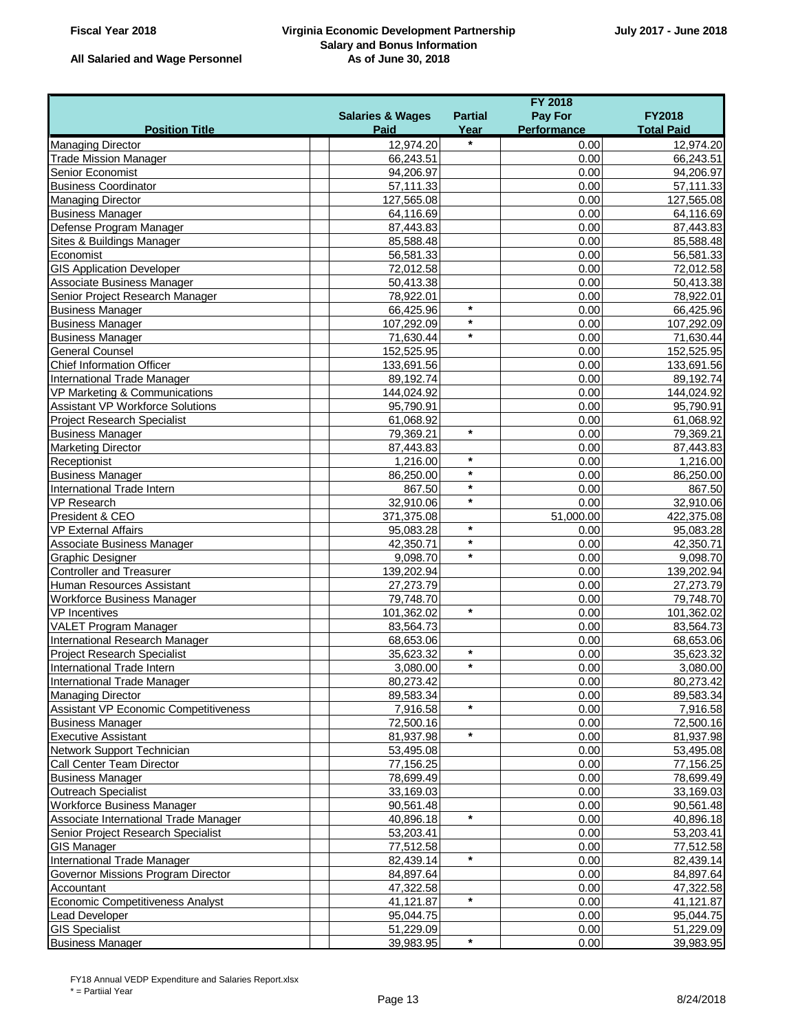**Fiscal Year 2018** **Virginia Economic Development Partnership** **July 2017 - June 2018**

**Salary and Bonus Information**

**As of June 30, 2018**

**All Salaried and Wage Personnel**

| Position Title | Salaries & Wages Paid | Partial Year | FY 2018 Pay For Performance | FY2018 Total Paid |
|---|---|---|---|---|
| Managing Director | 12,974.20 | * | 0.00 | 12,974.20 |
| Trade Mission Manager | 66,243.51 | | 0.00 | 66,243.51 |
| Senior Economist | 94,206.97 | | 0.00 | 94,206.97 |
| Business Coordinator | 57,111.33 | | 0.00 | 57,111.33 |
| Managing Director | 127,565.08 | | 0.00 | 127,565.08 |
| Business Manager | 64,116.69 | | 0.00 | 64,116.69 |
| Defense Program Manager | 87,443.83 | | 0.00 | 87,443.83 |
| Sites & Buildings Manager | 85,588.48 | | 0.00 | 85,588.48 |
| Economist | 56,581.33 | | 0.00 | 56,581.33 |
| GIS Application Developer | 72,012.58 | | 0.00 | 72,012.58 |
| Associate Business Manager | 50,413.38 | | 0.00 | 50,413.38 |
| Senior Project Research Manager | 78,922.01 | | 0.00 | 78,922.01 |
| Business Manager | 66,425.96 | * | 0.00 | 66,425.96 |
| Business Manager | 107,292.09 | * | 0.00 | 107,292.09 |
| Business Manager | 71,630.44 | * | 0.00 | 71,630.44 |
| General Counsel | 152,525.95 | | 0.00 | 152,525.95 |
| Chief Information Officer | 133,691.56 | | 0.00 | 133,691.56 |
| International Trade Manager | 89,192.74 | | 0.00 | 89,192.74 |
| VP Marketing & Communications | 144,024.92 | | 0.00 | 144,024.92 |
| Assistant VP Workforce Solutions | 95,790.91 | | 0.00 | 95,790.91 |
| Project Research Specialist | 61,068.92 | | 0.00 | 61,068.92 |
| Business Manager | 79,369.21 | * | 0.00 | 79,369.21 |
| Marketing Director | 87,443.83 | | 0.00 | 87,443.83 |
| Receptionist | 1,216.00 | * | 0.00 | 1,216.00 |
| Business Manager | 86,250.00 | * | 0.00 | 86,250.00 |
| International Trade Intern | 867.50 | * | 0.00 | 867.50 |
| VP Research | 32,910.06 | * | 0.00 | 32,910.06 |
| President & CEO | 371,375.08 | | 51,000.00 | 422,375.08 |
| VP External Affairs | 95,083.28 | * | 0.00 | 95,083.28 |
| Associate Business Manager | 42,350.71 | * | 0.00 | 42,350.71 |
| Graphic Designer | 9,098.70 | * | 0.00 | 9,098.70 |
| Controller and Treasurer | 139,202.94 | | 0.00 | 139,202.94 |
| Human Resources Assistant | 27,273.79 | | 0.00 | 27,273.79 |
| Workforce Business Manager | 79,748.70 | | 0.00 | 79,748.70 |
| VP Incentives | 101,362.02 | * | 0.00 | 101,362.02 |
| VALET Program Manager | 83,564.73 | | 0.00 | 83,564.73 |
| International Research Manager | 68,653.06 | | 0.00 | 68,653.06 |
| Project Research Specialist | 35,623.32 | * | 0.00 | 35,623.32 |
| International Trade Intern | 3,080.00 | * | 0.00 | 3,080.00 |
| International Trade Manager | 80,273.42 | | 0.00 | 80,273.42 |
| Managing Director | 89,583.34 | | 0.00 | 89,583.34 |
| Assistant VP Economic Competitiveness | 7,916.58 | * | 0.00 | 7,916.58 |
| Business Manager | 72,500.16 | | 0.00 | 72,500.16 |
| Executive Assistant | 81,937.98 | * | 0.00 | 81,937.98 |
| Network Support Technician | 53,495.08 | | 0.00 | 53,495.08 |
| Call Center Team Director | 77,156.25 | | 0.00 | 77,156.25 |
| Business Manager | 78,699.49 | | 0.00 | 78,699.49 |
| Outreach Specialist | 33,169.03 | | 0.00 | 33,169.03 |
| Workforce Business Manager | 90,561.48 | | 0.00 | 90,561.48 |
| Associate International Trade Manager | 40,896.18 | * | 0.00 | 40,896.18 |
| Senior Project Research Specialist | 53,203.41 | | 0.00 | 53,203.41 |
| GIS Manager | 77,512.58 | | 0.00 | 77,512.58 |
| International Trade Manager | 82,439.14 | * | 0.00 | 82,439.14 |
| Governor Missions Program Director | 84,897.64 | | 0.00 | 84,897.64 |
| Accountant | 47,322.58 | | 0.00 | 47,322.58 |
| Economic Competitiveness Analyst | 41,121.87 | * | 0.00 | 41,121.87 |
| Lead Developer | 95,044.75 | | 0.00 | 95,044.75 |
| GIS Specialist | 51,229.09 | | 0.00 | 51,229.09 |
| Business Manager | 39,983.95 | * | 0.00 | 39,983.95 |

FY18 Annual VEDP Expenditure and Salaries Report.xlsx

* = Partiial Year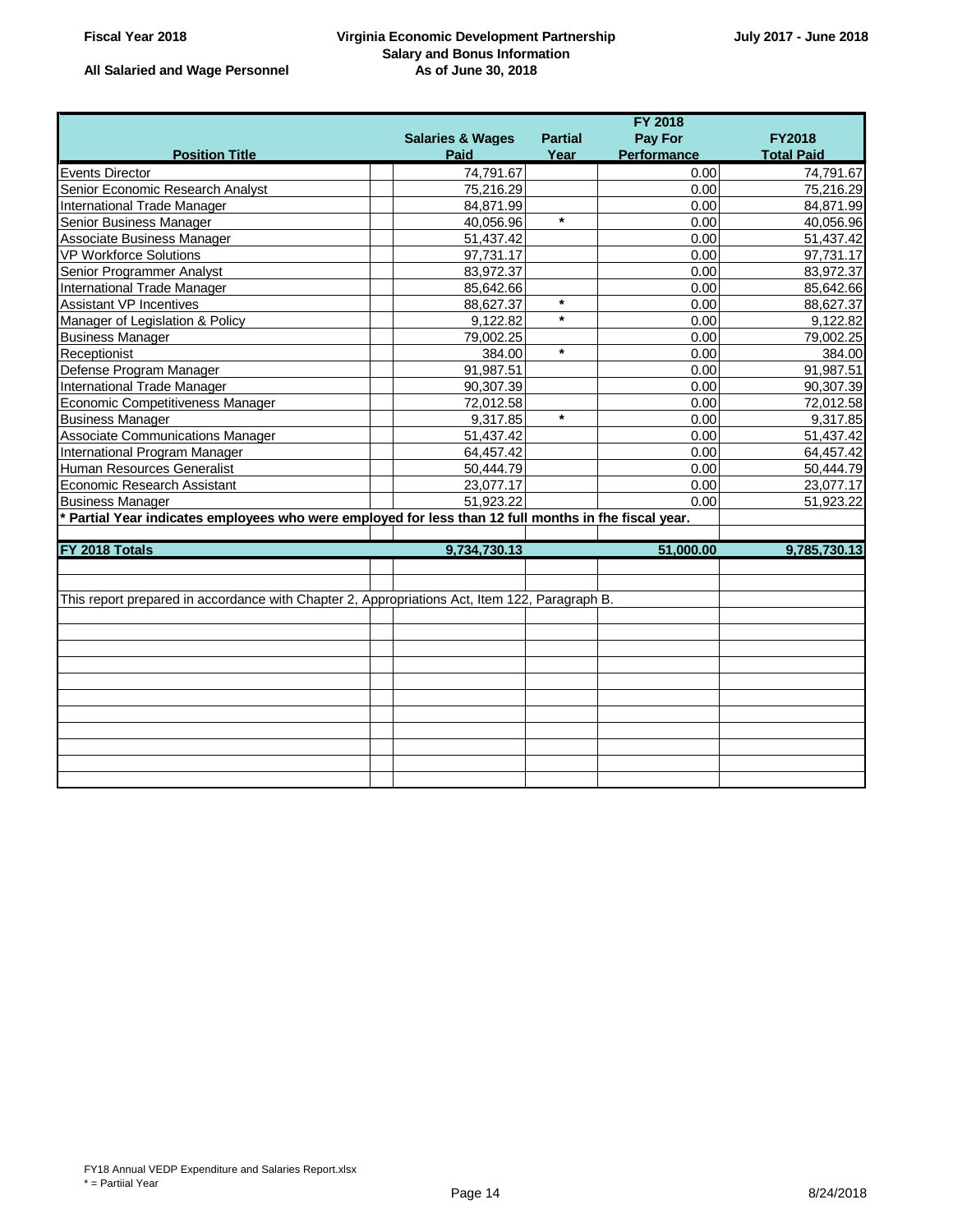**Fiscal Year 2018** | **Virginia Economic Development Partnership** | **July 2017 - June 2018**

**Salary and Bonus Information**

**All Salaried and Wage Personnel** | **As of June 30, 2018**

| Position Title | Salaries & Wages Paid | Partial Year | FY 2018 Pay For Performance | FY2018 Total Paid |
|---|---|---|---|---|
| Events Director | 74,791.67 | | 0.00 | 74,791.67 |
| Senior Economic Research Analyst | 75,216.29 | | 0.00 | 75,216.29 |
| International Trade Manager | 84,871.99 | | 0.00 | 84,871.99 |
| Senior Business Manager | 40,056.96 | * | 0.00 | 40,056.96 |
| Associate Business Manager | 51,437.42 | | 0.00 | 51,437.42 |
| VP Workforce Solutions | 97,731.17 | | 0.00 | 97,731.17 |
| Senior Programmer Analyst | 83,972.37 | | 0.00 | 83,972.37 |
| International Trade Manager | 85,642.66 | | 0.00 | 85,642.66 |
| Assistant VP Incentives | 88,627.37 | * | 0.00 | 88,627.37 |
| Manager of Legislation & Policy | 9,122.82 | * | 0.00 | 9,122.82 |
| Business Manager | 79,002.25 | | 0.00 | 79,002.25 |
| Receptionist | 384.00 | * | 0.00 | 384.00 |
| Defense Program Manager | 91,987.51 | | 0.00 | 91,987.51 |
| International Trade Manager | 90,307.39 | | 0.00 | 90,307.39 |
| Economic Competitiveness Manager | 72,012.58 | | 0.00 | 72,012.58 |
| Business Manager | 9,317.85 | * | 0.00 | 9,317.85 |
| Associate Communications Manager | 51,437.42 | | 0.00 | 51,437.42 |
| International Program Manager | 64,457.42 | | 0.00 | 64,457.42 |
| Human Resources Generalist | 50,444.79 | | 0.00 | 50,444.79 |
| Economic Research Assistant | 23,077.17 | | 0.00 | 23,077.17 |
| Business Manager | 51,923.22 | | 0.00 | 51,923.22 |
| **FY 2018 Totals** | **9,734,730.13** | | **51,000.00** | **9,785,730.13** |

*** Partial Year indicates employees who were employed for less than 12 full months in the fiscal year.**

This report prepared in accordance with Chapter 2, Appropriations Act, Item 122, Paragraph B.

FY18 Annual VEDP Expenditure and Salaries Report.xlsx

* = Partiial Year

8/24/2018